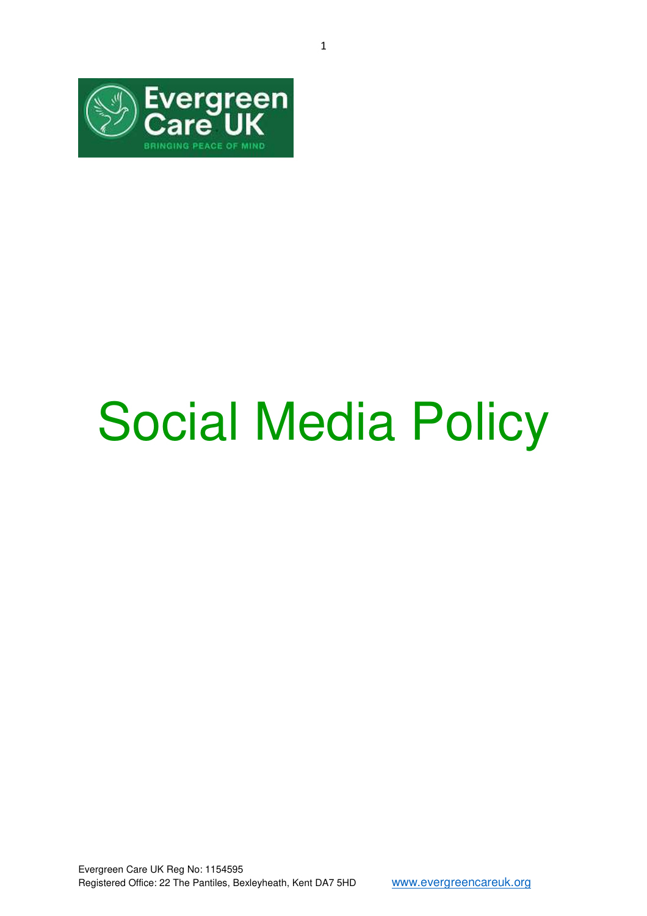# Social Media Policy

Evergreen Care UK Reg No: 1154595
Registered Office: 22 The Pantiles, Bexleyheath, Kent DA7 5HD www.evergreencareuk.org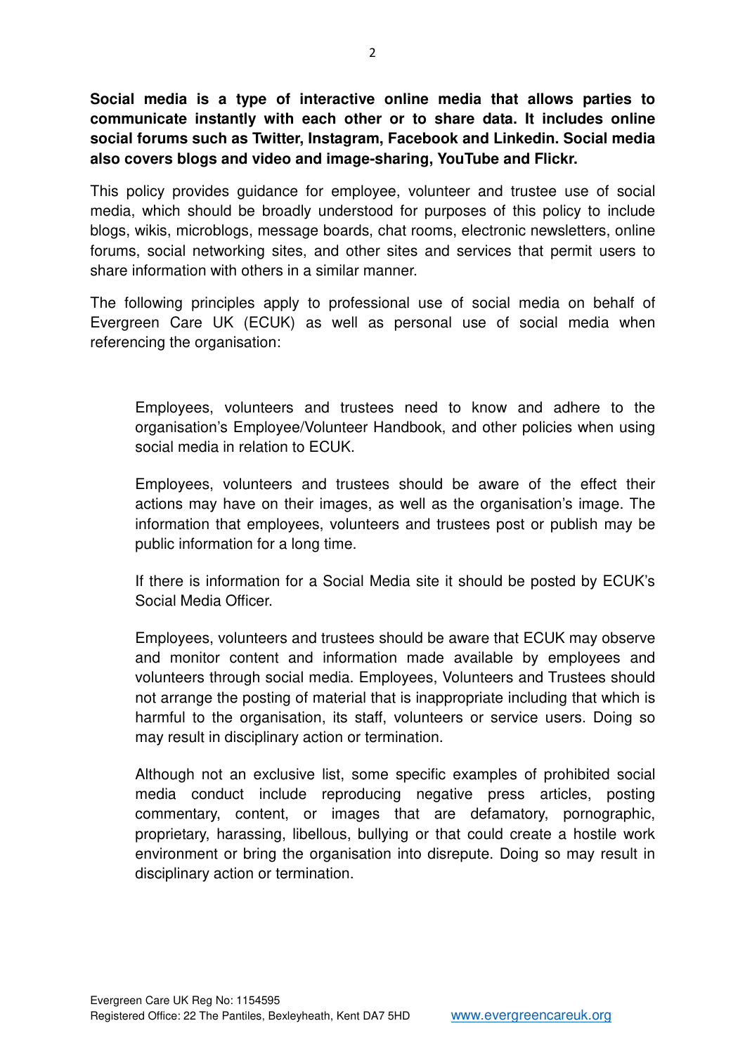**Social media is a type of interactive online media that allows parties to communicate instantly with each other or to share data. It includes online social forums such as Twitter, Instagram, Facebook and Linkedin. Social media also covers blogs and video and image-sharing, YouTube and Flickr.**

This policy provides guidance for employee, volunteer and trustee use of social media, which should be broadly understood for purposes of this policy to include blogs, wikis, microblogs, message boards, chat rooms, electronic newsletters, online forums, social networking sites, and other sites and services that permit users to share information with others in a similar manner.

The following principles apply to professional use of social media on behalf of Evergreen Care UK (ECUK) as well as personal use of social media when referencing the organisation:

> Employees, volunteers and trustees need to know and adhere to the organisation's Employee/Volunteer Handbook, and other policies when using social media in relation to ECUK.
>
> Employees, volunteers and trustees should be aware of the effect their actions may have on their images, as well as the organisation's image. The information that employees, volunteers and trustees post or publish may be public information for a long time.
>
> If there is information for a Social Media site it should be posted by ECUK's Social Media Officer.
>
> Employees, volunteers and trustees should be aware that ECUK may observe and monitor content and information made available by employees and volunteers through social media. Employees, Volunteers and Trustees should not arrange the posting of material that is inappropriate including that which is harmful to the organisation, its staff, volunteers or service users. Doing so may result in disciplinary action or termination.
>
> Although not an exclusive list, some specific examples of prohibited social media conduct include reproducing negative press articles, posting commentary, content, or images that are defamatory, pornographic, proprietary, harassing, libellous, bullying or that could create a hostile work environment or bring the organisation into disrepute. Doing so may result in disciplinary action or termination.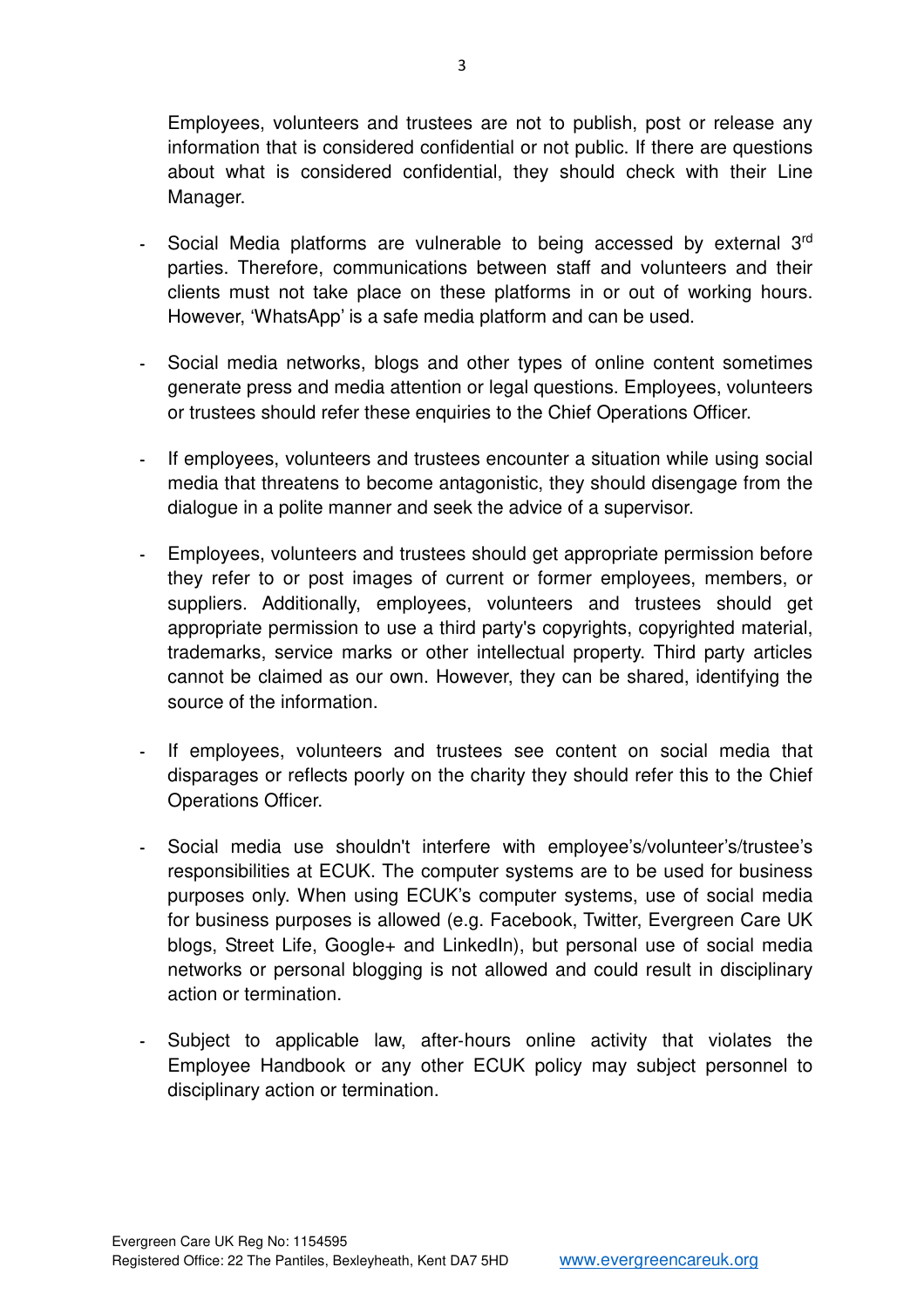Employees, volunteers and trustees are not to publish, post or release any information that is considered confidential or not public. If there are questions about what is considered confidential, they should check with their Line Manager.

- Social Media platforms are vulnerable to being accessed by external 3rd parties. Therefore, communications between staff and volunteers and their clients must not take place on these platforms in or out of working hours. However, 'WhatsApp' is a safe media platform and can be used.

- Social media networks, blogs and other types of online content sometimes generate press and media attention or legal questions. Employees, volunteers or trustees should refer these enquiries to the Chief Operations Officer.

- If employees, volunteers and trustees encounter a situation while using social media that threatens to become antagonistic, they should disengage from the dialogue in a polite manner and seek the advice of a supervisor.

- Employees, volunteers and trustees should get appropriate permission before they refer to or post images of current or former employees, members, or suppliers. Additionally, employees, volunteers and trustees should get appropriate permission to use a third party's copyrights, copyrighted material, trademarks, service marks or other intellectual property. Third party articles cannot be claimed as our own. However, they can be shared, identifying the source of the information.

- If employees, volunteers and trustees see content on social media that disparages or reflects poorly on the charity they should refer this to the Chief Operations Officer.

- Social media use shouldn't interfere with employee's/volunteer's/trustee's responsibilities at ECUK. The computer systems are to be used for business purposes only. When using ECUK's computer systems, use of social media for business purposes is allowed (e.g. Facebook, Twitter, Evergreen Care UK blogs, Street Life, Google+ and LinkedIn), but personal use of social media networks or personal blogging is not allowed and could result in disciplinary action or termination.

- Subject to applicable law, after-hours online activity that violates the Employee Handbook or any other ECUK policy may subject personnel to disciplinary action or termination.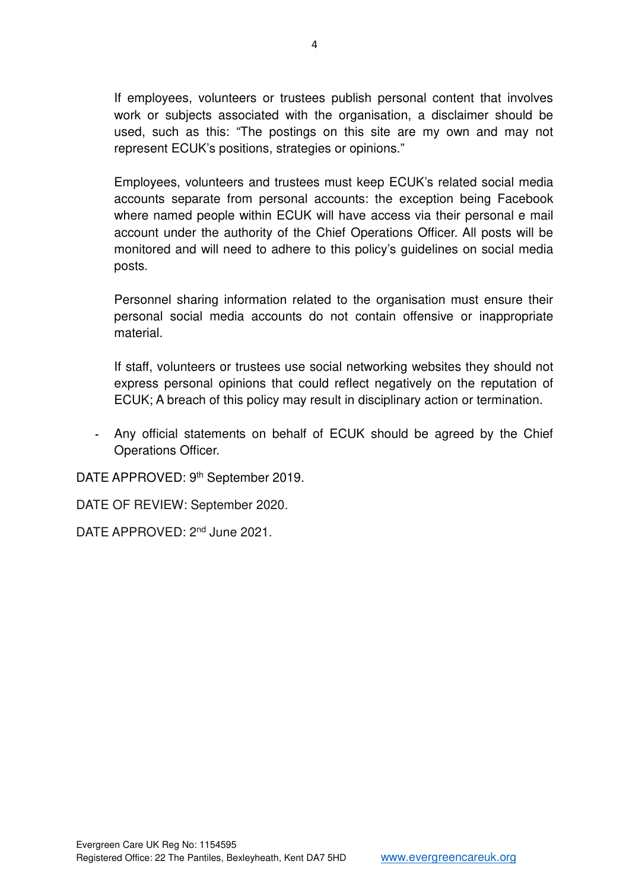If employees, volunteers or trustees publish personal content that involves work or subjects associated with the organisation, a disclaimer should be used, such as this: "The postings on this site are my own and may not represent ECUK's positions, strategies or opinions."

Employees, volunteers and trustees must keep ECUK's related social media accounts separate from personal accounts: the exception being Facebook where named people within ECUK will have access via their personal e mail account under the authority of the Chief Operations Officer. All posts will be monitored and will need to adhere to this policy's guidelines on social media posts.

Personnel sharing information related to the organisation must ensure their personal social media accounts do not contain offensive or inappropriate material.

If staff, volunteers or trustees use social networking websites they should not express personal opinions that could reflect negatively on the reputation of ECUK; A breach of this policy may result in disciplinary action or termination.

- Any official statements on behalf of ECUK should be agreed by the Chief Operations Officer.

DATE APPROVED: 9th September 2019.

DATE OF REVIEW: September 2020.

DATE APPROVED: 2nd June 2021.

Evergreen Care UK Reg No: 1154595
Registered Office: 22 The Pantiles, Bexleyheath, Kent DA7 5HD www.evergreencareuk.org